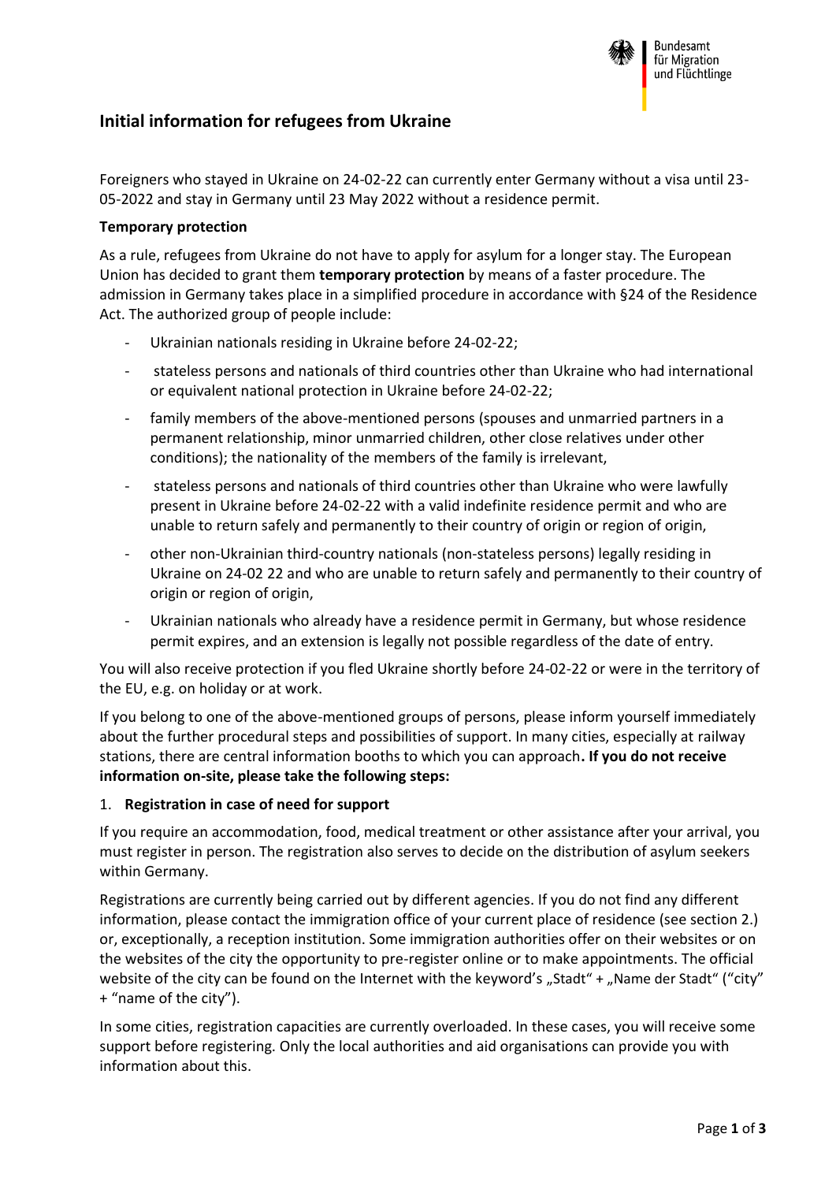# Initial information for refugees from Ukraine

Foreigners who stayed in Ukraine on 24-02-22 can currently enter Germany without a visa until 23-05-2022 and stay in Germany until 23 May 2022 without a residence permit.

**Temporary protection**

As a rule, refugees from Ukraine do not have to apply for asylum for a longer stay. The European Union has decided to grant them **temporary protection** by means of a faster procedure. The admission in Germany takes place in a simplified procedure in accordance with §24 of the Residence Act. The authorized group of people include:

- Ukrainian nationals residing in Ukraine before 24-02-22;
- stateless persons and nationals of third countries other than Ukraine who had international or equivalent national protection in Ukraine before 24-02-22;
- family members of the above-mentioned persons (spouses and unmarried partners in a permanent relationship, minor unmarried children, other close relatives under other conditions); the nationality of the members of the family is irrelevant,
- stateless persons and nationals of third countries other than Ukraine who were lawfully present in Ukraine before 24-02-22 with a valid indefinite residence permit and who are unable to return safely and permanently to their country of origin or region of origin,
- other non-Ukrainian third-country nationals (non-stateless persons) legally residing in Ukraine on 24-02 22 and who are unable to return safely and permanently to their country of origin or region of origin,
- Ukrainian nationals who already have a residence permit in Germany, but whose residence permit expires, and an extension is legally not possible regardless of the date of entry.

You will also receive protection if you fled Ukraine shortly before 24-02-22 or were in the territory of the EU, e.g. on holiday or at work.

If you belong to one of the above-mentioned groups of persons, please inform yourself immediately about the further procedural steps and possibilities of support. In many cities, especially at railway stations, there are central information booths to which you can approach**. If you do not receive information on-site, please take the following steps:**

1. **Registration in case of need for support**

If you require an accommodation, food, medical treatment or other assistance after your arrival, you must register in person. The registration also serves to decide on the distribution of asylum seekers within Germany.

Registrations are currently being carried out by different agencies. If you do not find any different information, please contact the immigration office of your current place of residence (see section 2.) or, exceptionally, a reception institution. Some immigration authorities offer on their websites or on the websites of the city the opportunity to pre-register online or to make appointments. The official website of the city can be found on the Internet with the keyword's „Stadt" + „Name der Stadt" ("city" + "name of the city").

In some cities, registration capacities are currently overloaded. In these cases, you will receive some support before registering. Only the local authorities and aid organisations can provide you with information about this.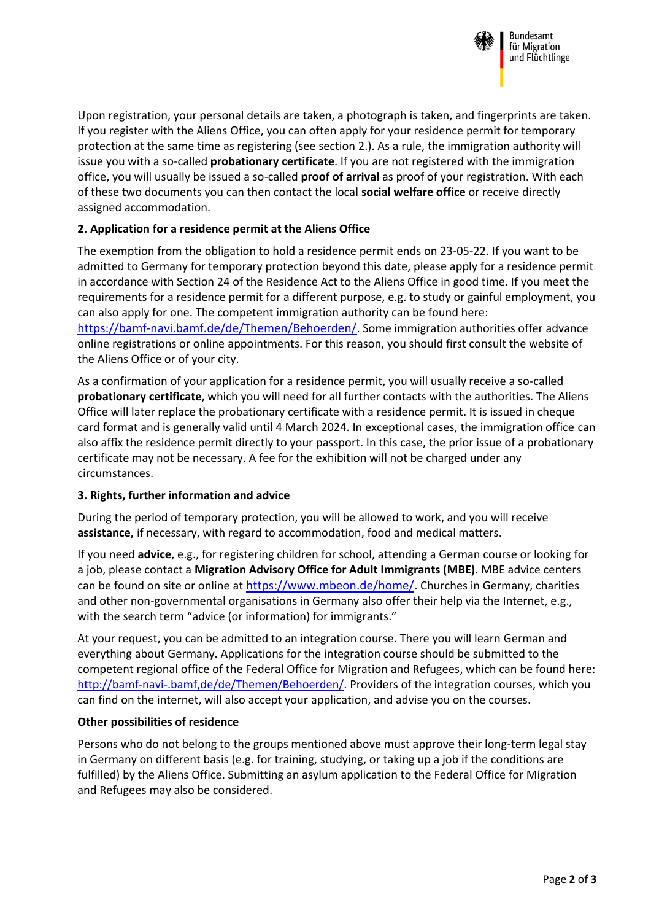Upon registration, your personal details are taken, a photograph is taken, and fingerprints are taken. If you register with the Aliens Office, you can often apply for your residence permit for temporary protection at the same time as registering (see section 2.). As a rule, the immigration authority will issue you with a so-called **probationary certificate**. If you are not registered with the immigration office, you will usually be issued a so-called **proof of arrival** as proof of your registration. With each of these two documents you can then contact the local **social welfare office** or receive directly assigned accommodation.

### 2. Application for a residence permit at the Aliens Office

The exemption from the obligation to hold a residence permit ends on 23-05-22. If you want to be admitted to Germany for temporary protection beyond this date, please apply for a residence permit in accordance with Section 24 of the Residence Act to the Aliens Office in good time. If you meet the requirements for a residence permit for a different purpose, e.g. to study or gainful employment, you can also apply for one. The competent immigration authority can be found here: https://bamf-navi.bamf.de/de/Themen/Behoerden/. Some immigration authorities offer advance online registrations or online appointments. For this reason, you should first consult the website of the Aliens Office or of your city.

As a confirmation of your application for a residence permit, you will usually receive a so-called **probationary certificate**, which you will need for all further contacts with the authorities. The Aliens Office will later replace the probationary certificate with a residence permit. It is issued in cheque card format and is generally valid until 4 March 2024. In exceptional cases, the immigration office can also affix the residence permit directly to your passport. In this case, the prior issue of a probationary certificate may not be necessary. A fee for the exhibition will not be charged under any circumstances.

### 3. Rights, further information and advice

During the period of temporary protection, you will be allowed to work, and you will receive **assistance,** if necessary, with regard to accommodation, food and medical matters.

If you need **advice**, e.g., for registering children for school, attending a German course or looking for a job, please contact a **Migration Advisory Office for Adult Immigrants (MBE)**. MBE advice centers can be found on site or online at https://www.mbeon.de/home/. Churches in Germany, charities and other non-governmental organisations in Germany also offer their help via the Internet, e.g., with the search term “advice (or information) for immigrants.”

At your request, you can be admitted to an integration course. There you will learn German and everything about Germany. Applications for the integration course should be submitted to the competent regional office of the Federal Office for Migration and Refugees, which can be found here: http://bamf-navi-.bamf,de/de/Themen/Behoerden/. Providers of the integration courses, which you can find on the internet, will also accept your application, and advise you on the courses.

### Other possibilities of residence

Persons who do not belong to the groups mentioned above must approve their long-term legal stay in Germany on different basis (e.g. for training, studying, or taking up a job if the conditions are fulfilled) by the Aliens Office. Submitting an asylum application to the Federal Office for Migration and Refugees may also be considered.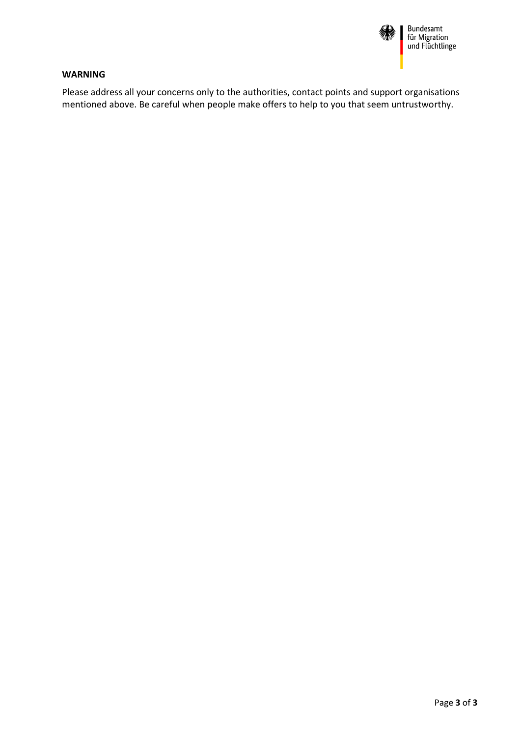**WARNING**

Please address all your concerns only to the authorities, contact points and support organisations mentioned above. Be careful when people make offers to help to you that seem untrustworthy.